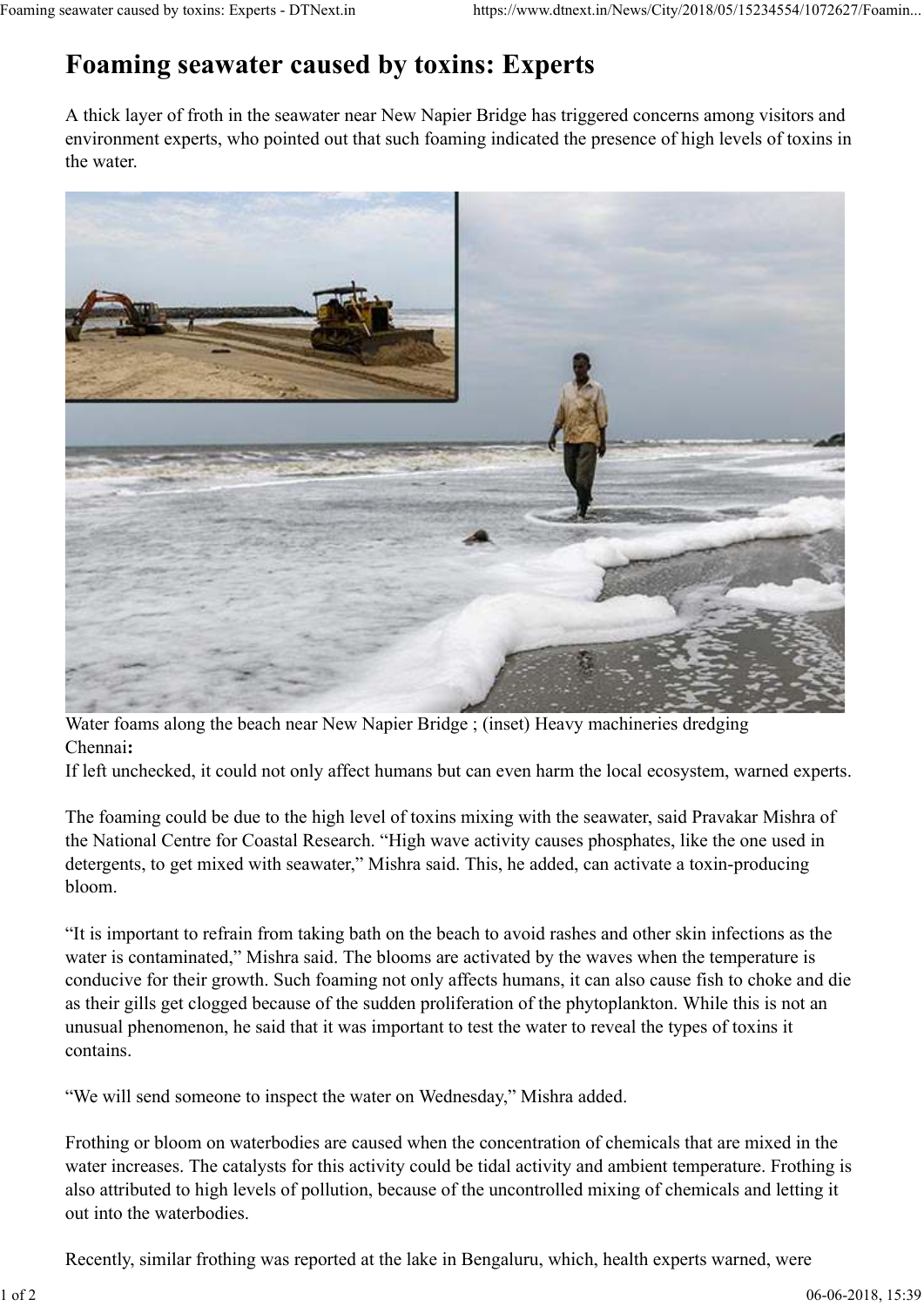# Foaming seawater caused by toxins: Experts

A thick layer of froth in the seawater near New Napier Bridge has triggered concerns among visitors and environment experts, who pointed out that such foaming indicated the presence of high levels of toxins in the water.

Water foams along the beach near New Napier Bridge ; (inset) Heavy machineries dredging

**Chennai:**

If left unchecked, it could not only affect humans but can even harm the local ecosystem, warned experts.

The foaming could be due to the high level of toxins mixing with the seawater, said Pravakar Mishra of the National Centre for Coastal Research. "High wave activity causes phosphates, like the one used in detergents, to get mixed with seawater," Mishra said. This, he added, can activate a toxin-producing bloom.

"It is important to refrain from taking bath on the beach to avoid rashes and other skin infections as the water is contaminated," Mishra said. The blooms are activated by the waves when the temperature is conducive for their growth. Such foaming not only affects humans, it can also cause fish to choke and die as their gills get clogged because of the sudden proliferation of the phytoplankton. While this is not an unusual phenomenon, he said that it was important to test the water to reveal the types of toxins it contains.

"We will send someone to inspect the water on Wednesday," Mishra added.

Frothing or bloom on waterbodies are caused when the concentration of chemicals that are mixed in the water increases. The catalysts for this activity could be tidal activity and ambient temperature. Frothing is also attributed to high levels of pollution, because of the uncontrolled mixing of chemicals and letting it out into the waterbodies.

Recently, similar frothing was reported at the lake in Bengaluru, which, health experts warned, were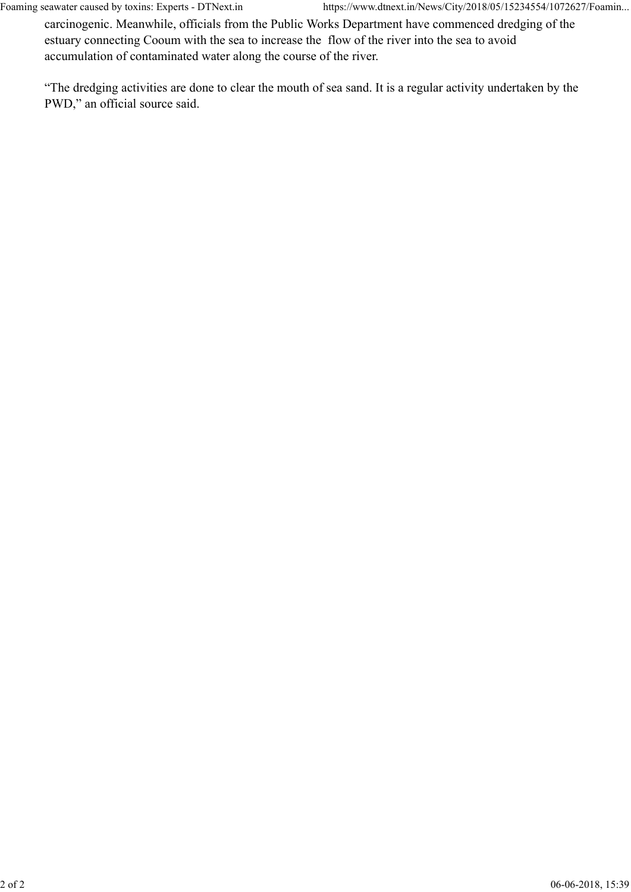carcinogenic. Meanwhile, officials from the Public Works Department have commenced dredging of the estuary connecting Cooum with the sea to increase the flow of the river into the sea to avoid accumulation of contaminated water along the course of the river.

"The dredging activities are done to clear the mouth of sea sand. It is a regular activity undertaken by the PWD," an official source said.